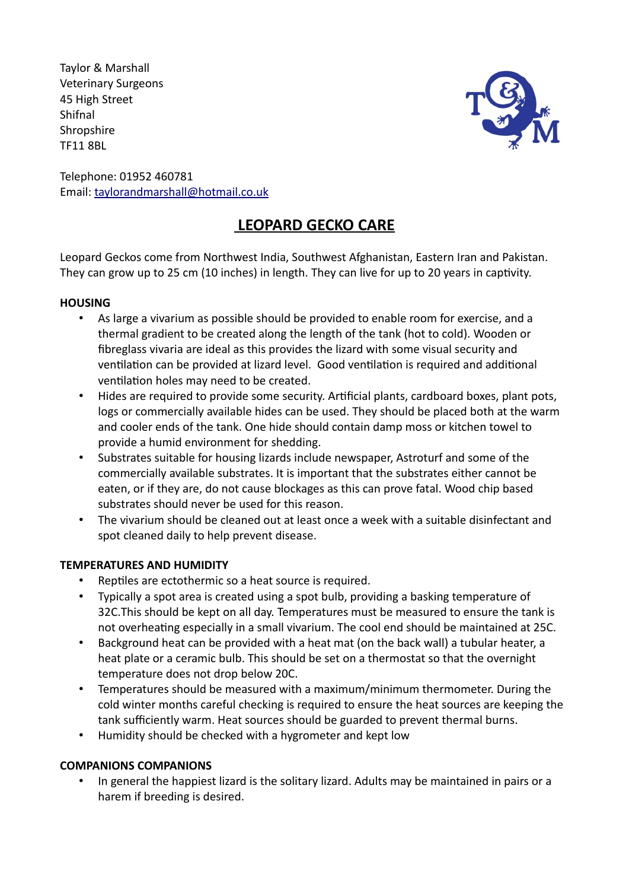Taylor & Marshall
Veterinary Surgeons
45 High Street
Shifnal
Shropshire
TF11 8BL

Telephone: 01952 460781
Email: taylorandmarshall@hotmail.co.uk

# LEOPARD GECKO CARE

Leopard Geckos come from Northwest India, Southwest Afghanistan, Eastern Iran and Pakistan. They can grow up to 25 cm (10 inches) in length. They can live for up to 20 years in captivity.

**HOUSING**

- As large a vivarium as possible should be provided to enable room for exercise, and a thermal gradient to be created along the length of the tank (hot to cold). Wooden or fibreglass vivaria are ideal as this provides the lizard with some visual security and ventilation can be provided at lizard level. Good ventilation is required and additional ventilation holes may need to be created.
- Hides are required to provide some security. Artificial plants, cardboard boxes, plant pots, logs or commercially available hides can be used. They should be placed both at the warm and cooler ends of the tank. One hide should contain damp moss or kitchen towel to provide a humid environment for shedding.
- Substrates suitable for housing lizards include newspaper, Astroturf and some of the commercially available substrates. It is important that the substrates either cannot be eaten, or if they are, do not cause blockages as this can prove fatal. Wood chip based substrates should never be used for this reason.
- The vivarium should be cleaned out at least once a week with a suitable disinfectant and spot cleaned daily to help prevent disease.

**TEMPERATURES AND HUMIDITY**

- Reptiles are ectothermic so a heat source is required.
- Typically a spot area is created using a spot bulb, providing a basking temperature of 32C.This should be kept on all day. Temperatures must be measured to ensure the tank is not overheating especially in a small vivarium. The cool end should be maintained at 25C.
- Background heat can be provided with a heat mat (on the back wall) a tubular heater, a heat plate or a ceramic bulb. This should be set on a thermostat so that the overnight temperature does not drop below 20C.
- Temperatures should be measured with a maximum/minimum thermometer. During the cold winter months careful checking is required to ensure the heat sources are keeping the tank sufficiently warm. Heat sources should be guarded to prevent thermal burns.
- Humidity should be checked with a hygrometer and kept low

**COMPANIONS COMPANIONS**

- In general the happiest lizard is the solitary lizard. Adults may be maintained in pairs or a harem if breeding is desired.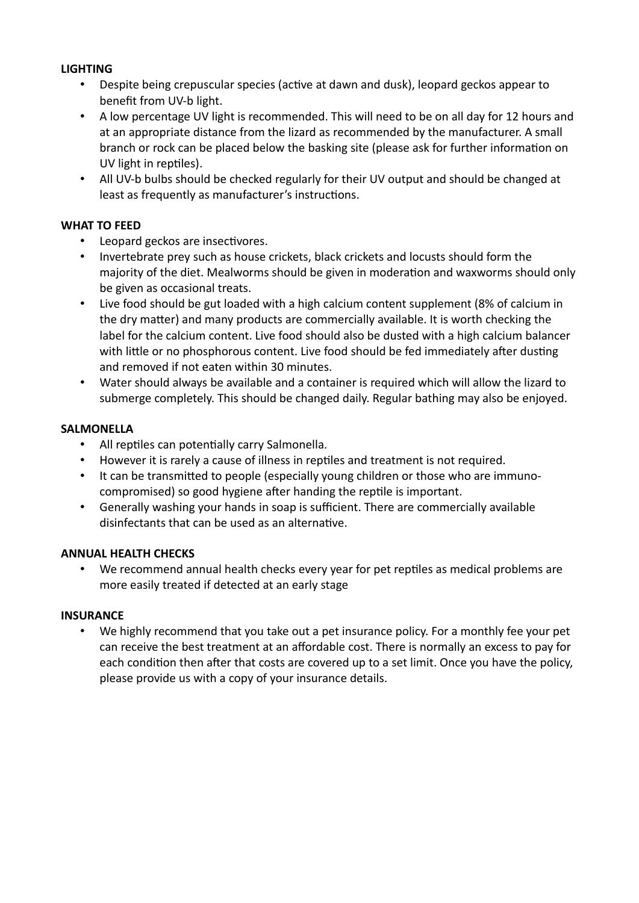**LIGHTING**

- Despite being crepuscular species (active at dawn and dusk), leopard geckos appear to benefit from UV-b light.
- A low percentage UV light is recommended. This will need to be on all day for 12 hours and at an appropriate distance from the lizard as recommended by the manufacturer. A small branch or rock can be placed below the basking site (please ask for further information on UV light in reptiles).
- All UV-b bulbs should be checked regularly for their UV output and should be changed at least as frequently as manufacturer's instructions.

**WHAT TO FEED**

- Leopard geckos are insectivores.
- Invertebrate prey such as house crickets, black crickets and locusts should form the majority of the diet. Mealworms should be given in moderation and waxworms should only be given as occasional treats.
- Live food should be gut loaded with a high calcium content supplement (8% of calcium in the dry matter) and many products are commercially available. It is worth checking the label for the calcium content. Live food should also be dusted with a high calcium balancer with little or no phosphorous content. Live food should be fed immediately after dusting and removed if not eaten within 30 minutes.
- Water should always be available and a container is required which will allow the lizard to submerge completely. This should be changed daily. Regular bathing may also be enjoyed.

**SALMONELLA**

- All reptiles can potentially carry Salmonella.
- However it is rarely a cause of illness in reptiles and treatment is not required.
- It can be transmitted to people (especially young children or those who are immuno-compromised) so good hygiene after handing the reptile is important.
- Generally washing your hands in soap is sufficient. There are commercially available disinfectants that can be used as an alternative.

**ANNUAL HEALTH CHECKS**

- We recommend annual health checks every year for pet reptiles as medical problems are more easily treated if detected at an early stage

**INSURANCE**

- We highly recommend that you take out a pet insurance policy. For a monthly fee your pet can receive the best treatment at an affordable cost. There is normally an excess to pay for each condition then after that costs are covered up to a set limit. Once you have the policy, please provide us with a copy of your insurance details.